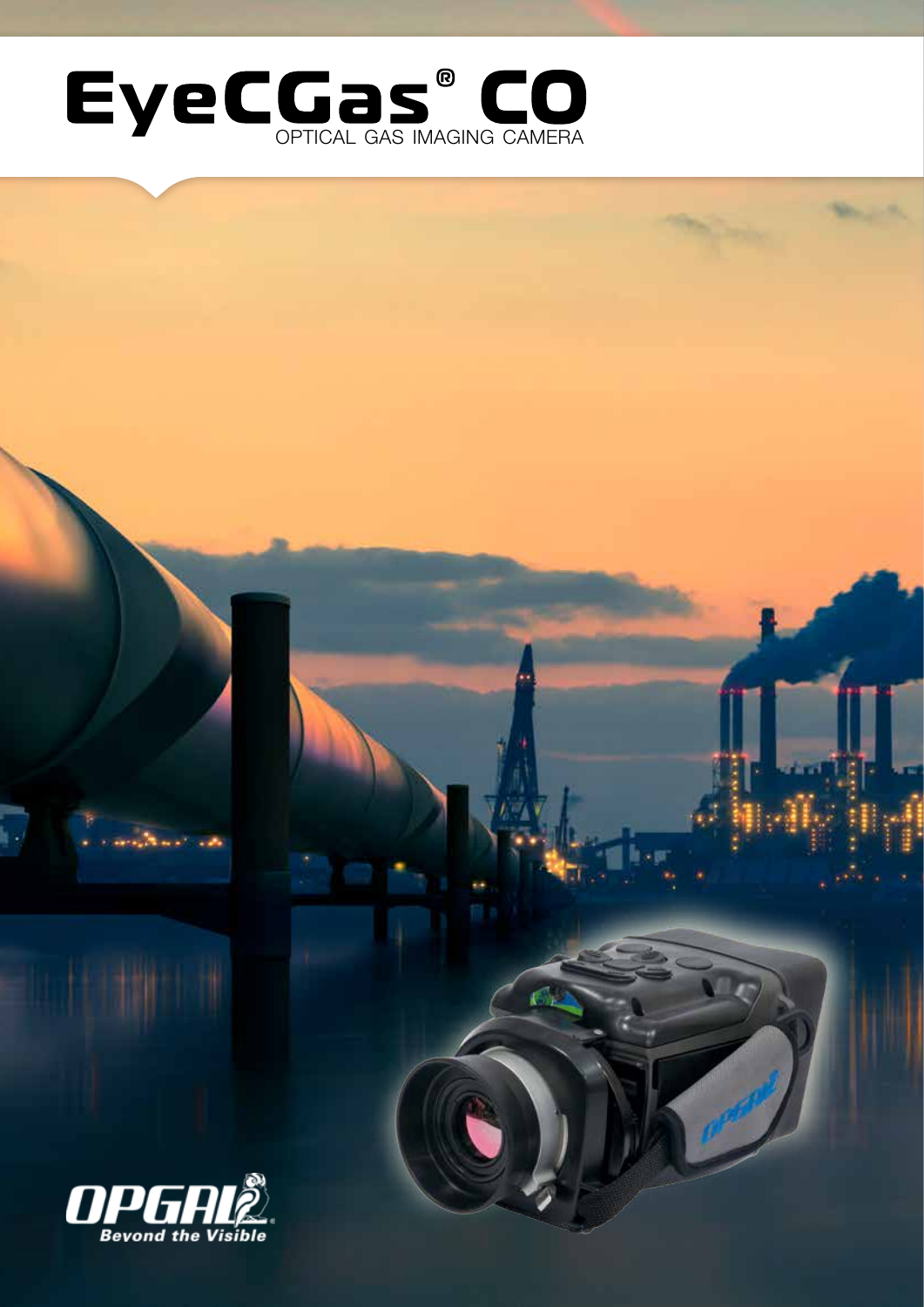# EyeCGas® CO

OPTICAL GAS IMAGING CAMERA

OPGAL

Beyond the Visible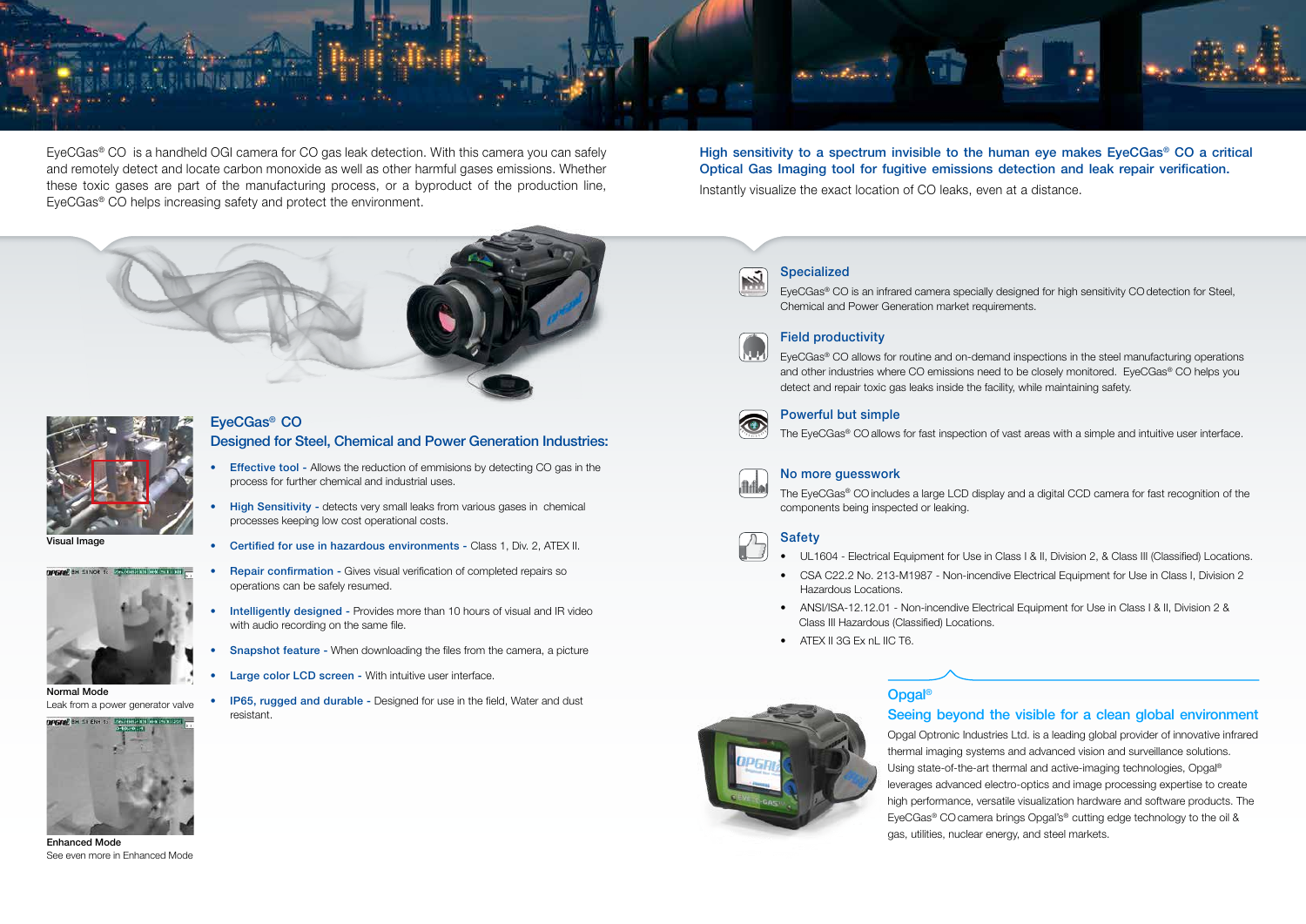EyeCGas® CO is a handheld OGI camera for CO gas leak detection. With this camera you can safely and remotely detect and locate carbon monoxide as well as other harmful gases emissions. Whether these toxic gases are part of the manufacturing process, or a byproduct of the production line, EyeCGas® CO helps increasing safety and protect the environment.

**High sensitivity to a spectrum invisible to the human eye makes EyeCGas® CO a critical Optical Gas Imaging tool for fugitive emissions detection and leak repair verification.**

Instantly visualize the exact location of CO leaks, even at a distance.

Visual Image

Normal Mode
Leak from a power generator valve

Enhanced Mode
See even more in Enhanced Mode

## EyeCGas® CO

### Designed for Steel, Chemical and Power Generation Industries:

- **Effective tool** - Allows the reduction of emmisions by detecting CO gas in the process for further chemical and industrial uses.
- **High Sensitivity** - detects very small leaks from various gases in chemical processes keeping low cost operational costs.
- **Certified for use in hazardous environments** - Class 1, Div. 2, ATEX II.
- **Repair confirmation** - Gives visual verification of completed repairs so operations can be safely resumed.
- **Intelligently designed** - Provides more than 10 hours of visual and IR video with audio recording on the same file.
- **Snapshot feature** - When downloading the files from the camera, a picture
- **Large color LCD screen** - With intuitive user interface.
- **IP65, rugged and durable** - Designed for use in the field, Water and dust resistant.

### Specialized

EyeCGas® CO is an infrared camera specially designed for high sensitivity CO detection for Steel, Chemical and Power Generation market requirements.

### Field productivity

EyeCGas® CO allows for routine and on-demand inspections in the steel manufacturing operations and other industries where CO emissions need to be closely monitored. EyeCGas® CO helps you detect and repair toxic gas leaks inside the facility, while maintaining safety.

### Powerful but simple

The EyeCGas® CO allows for fast inspection of vast areas with a simple and intuitive user interface.

### No more guesswork

The EyeCGas® CO includes a large LCD display and a digital CCD camera for fast recognition of the components being inspected or leaking.

### Safety

- UL1604 - Electrical Equipment for Use in Class I & II, Division 2, & Class III (Classified) Locations.
- CSA C22.2 No. 213-M1987 - Non-incendive Electrical Equipment for Use in Class I, Division 2 Hazardous Locations.
- ANSI/ISA-12.12.01 - Non-incendive Electrical Equipment for Use in Class I & II, Division 2 & Class III Hazardous (Classified) Locations.
- ATEX II 3G Ex nL IIC T6.

## Opgal®

### Seeing beyond the visible for a clean global environment

Opgal Optronic Industries Ltd. is a leading global provider of innovative infrared thermal imaging systems and advanced vision and surveillance solutions. Using state-of-the-art thermal and active-imaging technologies, Opgal® leverages advanced electro-optics and image processing expertise to create high performance, versatile visualization hardware and software products. The EyeCGas® CO camera brings Opgal's® cutting edge technology to the oil & gas, utilities, nuclear energy, and steel markets.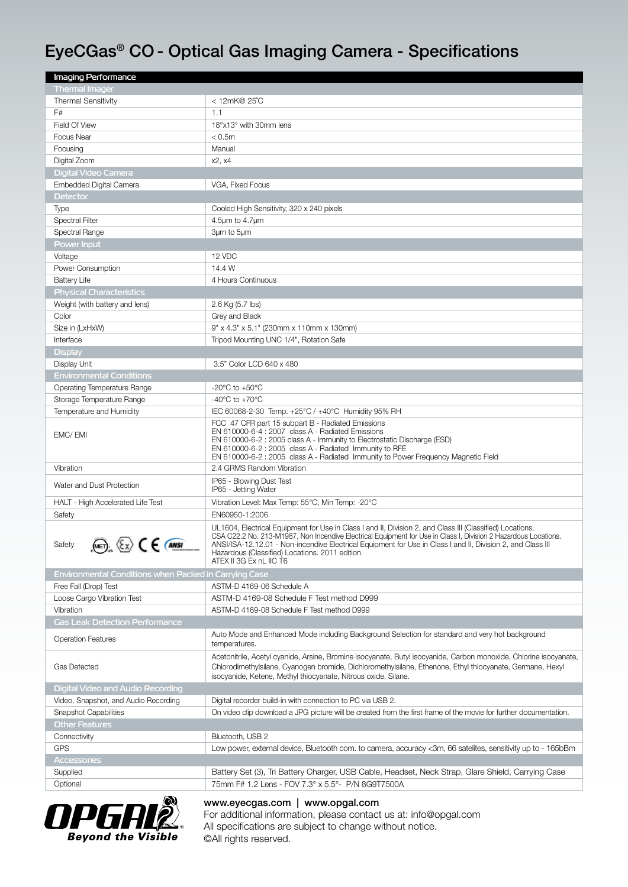# EyeCGas® CO - Optical Gas Imaging Camera - Specifications

| | |
|---|---|
| **Imaging Performance** | |
| **Thermal Imager** | |
| Thermal Sensitivity | < 12mK@ 25˚C |
| F# | 1.1 |
| Field Of View | 18°x13° with 30mm lens |
| Focus Near | < 0.5m |
| Focusing | Manual |
| Digital Zoom | x2, x4 |
| **Digital Video Camera** | |
| Embedded Digital Camera | VGA, Fixed Focus |
| **Detector** | |
| Type | Cooled High Sensitivity, 320 x 240 pixels |
| Spectral Filter | 4.5μm to 4.7μm |
| Spectral Range | 3μm to 5μm |
| **Power Input** | |
| Voltage | 12 VDC |
| Power Consumption | 14.4 W |
| Battery Life | 4 Hours Continuous |
| **Physical Characteristics** | |
| Weight (with battery and lens) | 2.6 Kg (5.7 lbs) |
| Color | Grey and Black |
| Size in (LxHxW) | 9" x 4.3" x 5.1" (230mm x 110mm x 130mm) |
| Interface | Tripod Mounting UNC 1/4", Rotation Safe |
| **Display** | |
| Display Unit | 3.5" Color LCD 640 x 480 |
| **Environmental Conditions** | |
| Operating Temperature Range | -20°C to +50°C |
| Storage Temperature Range | -40°C to +70°C |
| Temperature and Humidity | IEC 60068-2-30 Temp. +25°C / +40°C Humidity 95% RH |
| EMC/ EMI | FCC 47 CFR part 15 subpart B - Radiated Emissions<br>EN 610000-6-4 : 2007 class A - Radiated Emissions<br>EN 610000-6-2 : 2005 class A - Immunity to Electrostatic Discharge (ESD)<br>EN 610000-6-2 : 2005 class A - Radiated Immunity to RFE<br>EN 610000-6-2 : 2005 class A - Radiated Immunity to Power Frequency Magnetic Field |
| Vibration | 2.4 GRMS Random Vibration |
| Water and Dust Protection | IP65 - Blowing Dust Test<br>IP65 - Jetting Water |
| HALT - High Accelerated Life Test | Vibration Level: Max Temp: 55°C, Min Temp: -20°C |
| Safety | EN60950-1:2006 |
| Safety | UL1604, Electrical Equipment for Use in Class I and II, Division 2, and Class III (Classified) Locations.<br>CSA C22.2 No. 213-M1987, Non Incendive Electrical Equipment for Use in Class I, Division 2 Hazardous Locations.<br>ANSI/ISA-12.12.01 - Non-incendive Electrical Equipment for Use in Class I and II, Division 2, and Class III Hazardous (Classified) Locations. 2011 edition.<br>ATEX II 3G Ex nL IIC T6 |
| **Environmental Conditions when Packed in Carrying Case** | |
| Free Fall (Drop) Test | ASTM-D 4169-06 Schedule A |
| Loose Cargo Vibration Test | ASTM-D 4169-08 Schedule F Test method D999 |
| Vibration | ASTM-D 4169-08 Schedule F Test method D999 |
| **Gas Leak Detection Performance** | |
| Operation Features | Auto Mode and Enhanced Mode including Background Selection for standard and very hot background temperatures. |
| Gas Detected | Acetonitrile, Acetyl cyanide, Arsine, Bromine isocyanate, Butyl isocyanide, Carbon monoxide, Chlorine isocyanate, Chlorodimethylsilane, Cyanogen bromide, Dichloromethylsilane, Ethenone, Ethyl thiocyanate, Germane, Hexyl isocyanide, Ketene, Methyl thiocyanate, Nitrous oxide, Silane. |
| **Digital Video and Audio Recording** | |
| Video, Snapshot, and Audio Recording | Digital recorder build-in with connection to PC via USB 2. |
| Snapshot Capabilities | On video clip download a JPG picture will be created from the first frame of the movie for further documentation. |
| **Other Features** | |
| Connectivity | Bluetooth, USB 2 |
| GPS | Low power, external device, Bluetooth com. to camera, accuracy <3m, 66 satelites, sensitivity up to - 165bBm |
| **Accessories** | |
| Supplied | Battery Set (3), Tri Battery Charger, USB Cable, Headset, Neck Strap, Glare Shield, Carrying Case |
| Optional | 75mm F# 1.2 Lens - FOV 7.3° x 5.5°- P/N 8G9T7500A |

OPGAL® Beyond the Visible

**www.eyecgas.com | www.opgal.com**
For additional information, please contact us at: info@opgal.com
All specifications are subject to change without notice.
©All rights reserved.